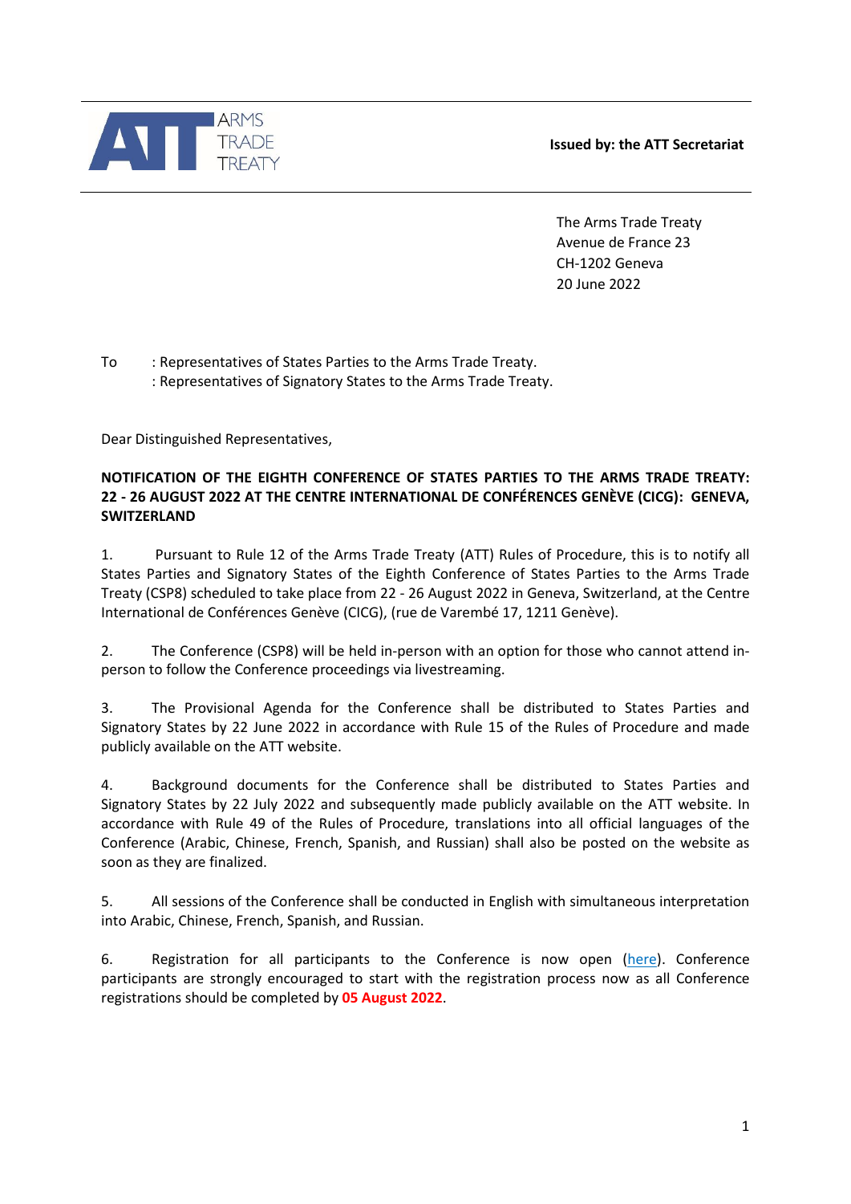ARMS TRADE TREATY

**Issued by: the ATT Secretariat**

The Arms Trade Treaty
Avenue de France 23
CH-1202 Geneva
20 June 2022

To : Representatives of States Parties to the Arms Trade Treaty.
: Representatives of Signatory States to the Arms Trade Treaty.

Dear Distinguished Representatives,

**NOTIFICATION OF THE EIGHTH CONFERENCE OF STATES PARTIES TO THE ARMS TRADE TREATY: 22 - 26 AUGUST 2022 AT THE CENTRE INTERNATIONAL DE CONFÉRENCES GENÈVE (CICG): GENEVA, SWITZERLAND**

1. Pursuant to Rule 12 of the Arms Trade Treaty (ATT) Rules of Procedure, this is to notify all States Parties and Signatory States of the Eighth Conference of States Parties to the Arms Trade Treaty (CSP8) scheduled to take place from 22 - 26 August 2022 in Geneva, Switzerland, at the Centre International de Conférences Genève (CICG), (rue de Varembé 17, 1211 Genève).

2. The Conference (CSP8) will be held in-person with an option for those who cannot attend in-person to follow the Conference proceedings via livestreaming.

3. The Provisional Agenda for the Conference shall be distributed to States Parties and Signatory States by 22 June 2022 in accordance with Rule 15 of the Rules of Procedure and made publicly available on the ATT website.

4. Background documents for the Conference shall be distributed to States Parties and Signatory States by 22 July 2022 and subsequently made publicly available on the ATT website. In accordance with Rule 49 of the Rules of Procedure, translations into all official languages of the Conference (Arabic, Chinese, French, Spanish, and Russian) shall also be posted on the website as soon as they are finalized.

5. All sessions of the Conference shall be conducted in English with simultaneous interpretation into Arabic, Chinese, French, Spanish, and Russian.

6. Registration for all participants to the Conference is now open (here). Conference participants are strongly encouraged to start with the registration process now as all Conference registrations should be completed by **05 August 2022**.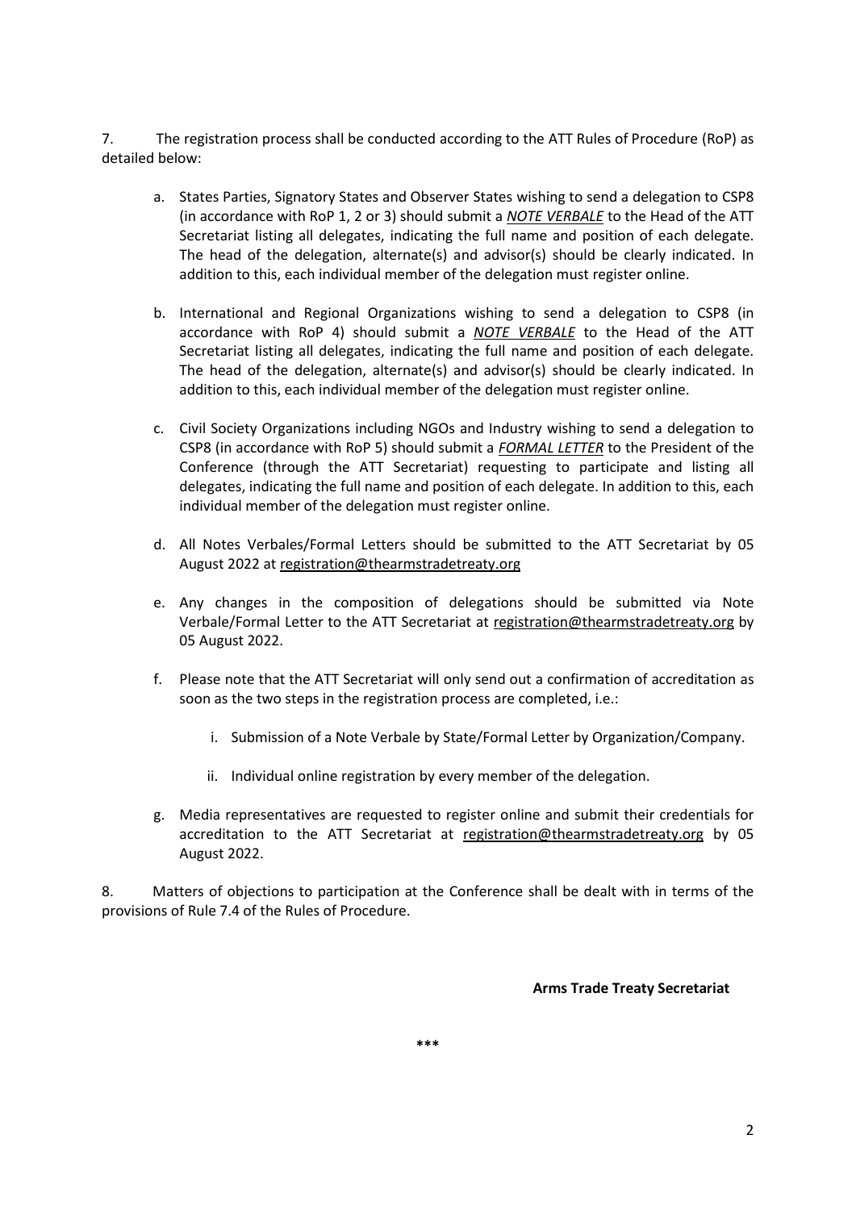7. The registration process shall be conducted according to the ATT Rules of Procedure (RoP) as detailed below:

a. States Parties, Signatory States and Observer States wishing to send a delegation to CSP8 (in accordance with RoP 1, 2 or 3) should submit a ***NOTE VERBALE*** to the Head of the ATT Secretariat listing all delegates, indicating the full name and position of each delegate. The head of the delegation, alternate(s) and advisor(s) should be clearly indicated. In addition to this, each individual member of the delegation must register online.

b. International and Regional Organizations wishing to send a delegation to CSP8 (in accordance with RoP 4) should submit a ***NOTE VERBALE*** to the Head of the ATT Secretariat listing all delegates, indicating the full name and position of each delegate. The head of the delegation, alternate(s) and advisor(s) should be clearly indicated. In addition to this, each individual member of the delegation must register online.

c. Civil Society Organizations including NGOs and Industry wishing to send a delegation to CSP8 (in accordance with RoP 5) should submit a ***FORMAL LETTER*** to the President of the Conference (through the ATT Secretariat) requesting to participate and listing all delegates, indicating the full name and position of each delegate. In addition to this, each individual member of the delegation must register online.

d. All Notes Verbales/Formal Letters should be submitted to the ATT Secretariat by 05 August 2022 at registration@thearmstradetreaty.org

e. Any changes in the composition of delegations should be submitted via Note Verbale/Formal Letter to the ATT Secretariat at registration@thearmstradetreaty.org by 05 August 2022.

f. Please note that the ATT Secretariat will only send out a confirmation of accreditation as soon as the two steps in the registration process are completed, i.e.:

   i. Submission of a Note Verbale by State/Formal Letter by Organization/Company.

   ii. Individual online registration by every member of the delegation.

g. Media representatives are requested to register online and submit their credentials for accreditation to the ATT Secretariat at registration@thearmstradetreaty.org by 05 August 2022.

8. Matters of objections to participation at the Conference shall be dealt with in terms of the provisions of Rule 7.4 of the Rules of Procedure.

**Arms Trade Treaty Secretariat**

***